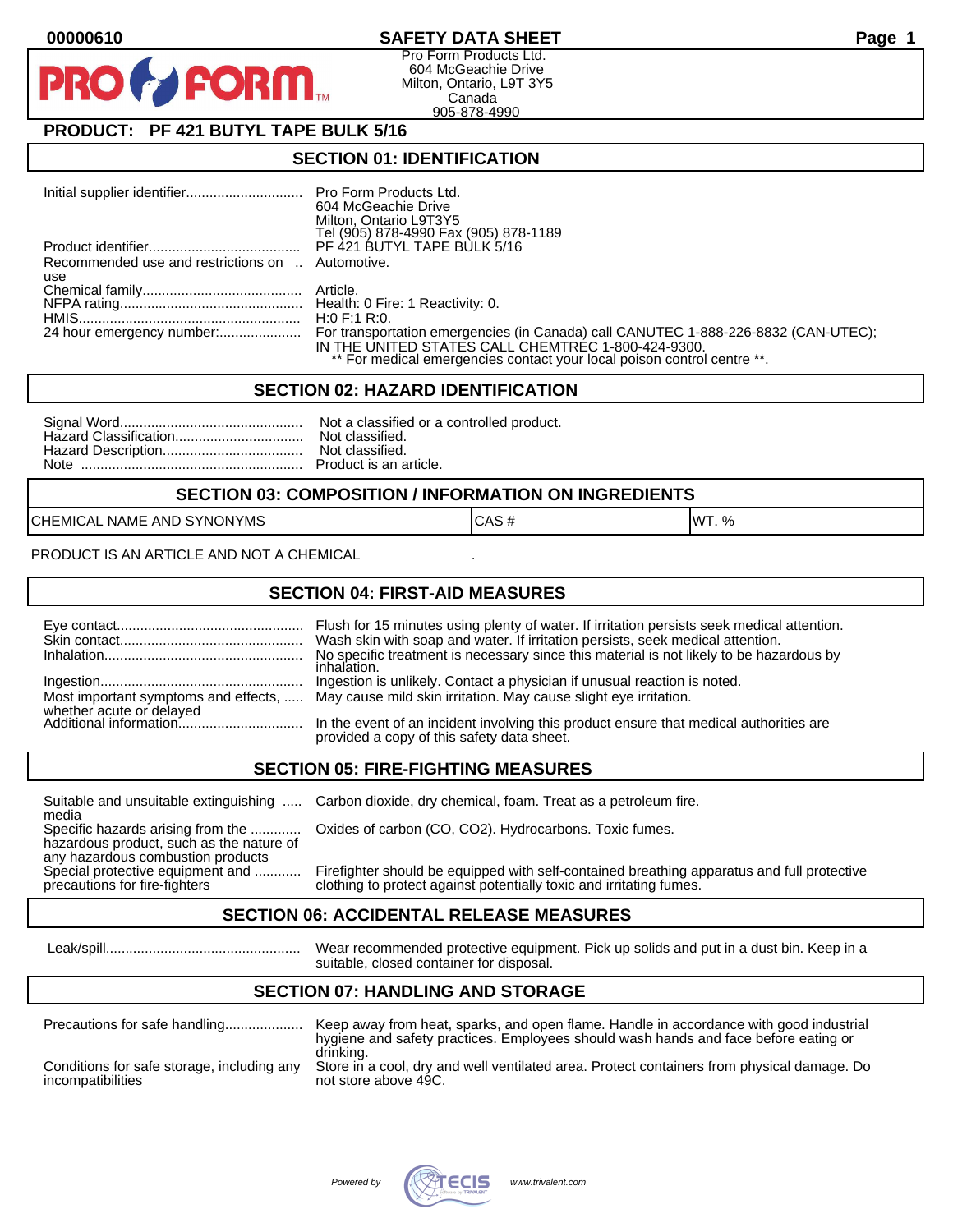00000610

# SAFETY DATA SHEET

Pro Form Products Ltd.
604 McGeachie Drive
Milton, Ontario, L9T 3Y5
Canada
905-878-4990

## PRODUCT: PF 421 BUTYL TAPE BULK 5/16

## SECTION 01: IDENTIFICATION

| | |
|---|---|
| Initial supplier identifier | Pro Form Products Ltd.<br>604 McGeachie Drive<br>Milton, Ontario L9T3Y5<br>Tel (905) 878-4990 Fax (905) 878-1189 |
| Product identifier | PF 421 BUTYL TAPE BULK 5/16 |
| Recommended use and restrictions on use | Automotive. |
| Chemical family | Article. |
| NFPA rating | Health: 0 Fire: 1 Reactivity: 0. |
| HMIS | H:0 F:1 R:0. |
| 24 hour emergency number: | For transportation emergencies (in Canada) call CANUTEC 1-888-226-8832 (CAN-UTEC); IN THE UNITED STATES CALL CHEMTREC 1-800-424-9300.<br>** For medical emergencies contact your local poison control centre **. |

## SECTION 02: HAZARD IDENTIFICATION

| | |
|---|---|
| Signal Word | Not a classified or a controlled product. |
| Hazard Classification | Not classified. |
| Hazard Description | Not classified. |
| Note | Product is an article. |

## SECTION 03: COMPOSITION / INFORMATION ON INGREDIENTS

| CHEMICAL NAME AND SYNONYMS | CAS # | WT. % |
|---|---|---|

PRODUCT IS AN ARTICLE AND NOT A CHEMICAL .

## SECTION 04: FIRST-AID MEASURES

| | |
|---|---|
| Eye contact | Flush for 15 minutes using plenty of water. If irritation persists seek medical attention. |
| Skin contact | Wash skin with soap and water. If irritation persists, seek medical attention. |
| Inhalation | No specific treatment is necessary since this material is not likely to be hazardous by inhalation. |
| Ingestion | Ingestion is unlikely. Contact a physician if unusual reaction is noted. |
| Most important symptoms and effects, whether acute or delayed | May cause mild skin irritation. May cause slight eye irritation. |
| Additional information | In the event of an incident involving this product ensure that medical authorities are provided a copy of this safety data sheet. |

## SECTION 05: FIRE-FIGHTING MEASURES

| | |
|---|---|
| Suitable and unsuitable extinguishing media | Carbon dioxide, dry chemical, foam. Treat as a petroleum fire. |
| Specific hazards arising from the hazardous product, such as the nature of any hazardous combustion products | Oxides of carbon (CO, $CO_2$). Hydrocarbons. Toxic fumes. |
| Special protective equipment and precautions for fire-fighters | Firefighter should be equipped with self-contained breathing apparatus and full protective clothing to protect against potentially toxic and irritating fumes. |

## SECTION 06: ACCIDENTAL RELEASE MEASURES

| | |
|---|---|
| Leak/spill | Wear recommended protective equipment. Pick up solids and put in a dust bin. Keep in a suitable, closed container for disposal. |

## SECTION 07: HANDLING AND STORAGE

| | |
|---|---|
| Precautions for safe handling | Keep away from heat, sparks, and open flame. Handle in accordance with good industrial hygiene and safety practices. Employees should wash hands and face before eating or drinking. |
| Conditions for safe storage, including any incompatibilities | Store in a cool, dry and well ventilated area. Protect containers from physical damage. Do not store above 49C. |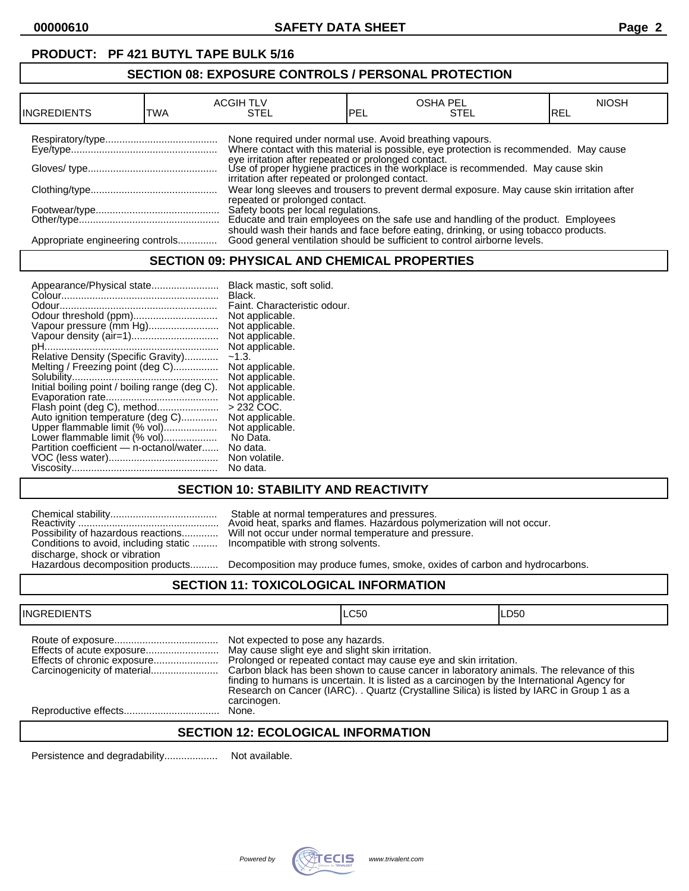**PRODUCT: PF 421 BUTYL TAPE BULK 5/16**

## SECTION 08: EXPOSURE CONTROLS / PERSONAL PROTECTION

| INGREDIENTS | ACGIH TLV TWA | ACGIH TLV STEL | OSHA PEL PEL | OSHA PEL STEL | NIOSH REL |
|---|---|---|---|---|---|

| | |
|---|---|
| Respiratory/type | None required under normal use. Avoid breathing vapours. |
| Eye/type | Where contact with this material is possible, eye protection is recommended. May cause eye irritation after repeated or prolonged contact. |
| Gloves/ type | Use of proper hygiene practices in the workplace is recommended. May cause skin irritation after repeated or prolonged contact. |
| Clothing/type | Wear long sleeves and trousers to prevent dermal exposure. May cause skin irritation after repeated or prolonged contact. |
| Footwear/type | Safety boots per local regulations. |
| Other/type | Educate and train employees on the safe use and handling of the product. Employees should wash their hands and face before eating, drinking, or using tobacco products. |
| Appropriate engineering controls | Good general ventilation should be sufficient to control airborne levels. |

## SECTION 09: PHYSICAL AND CHEMICAL PROPERTIES

| | |
|---|---|
| Appearance/Physical state | Black mastic, soft solid. |
| Colour | Black. |
| Odour | Faint. Characteristic odour. |
| Odour threshold (ppm) | Not applicable. |
| Vapour pressure (mm Hg) | Not applicable. |
| Vapour density (air=1) | Not applicable. |
| pH | Not applicable. |
| Relative Density (Specific Gravity) | ~1.3. |
| Melting / Freezing point (deg C) | Not applicable. |
| Solubility | Not applicable. |
| Initial boiling point / boiling range (deg C). | Not applicable. |
| Evaporation rate | Not applicable. |
| Flash point (deg C), method | > 232 COC. |
| Auto ignition temperature (deg C) | Not applicable. |
| Upper flammable limit (% vol) | Not applicable. |
| Lower flammable limit (% vol) | No Data. |
| Partition coefficient — n-octanol/water | No data. |
| VOC (less water) | Non volatile. |
| Viscosity | No data. |

## SECTION 10: STABILITY AND REACTIVITY

| | |
|---|---|
| Chemical stability | Stable at normal temperatures and pressures. |
| Reactivity | Avoid heat, sparks and flames. Hazardous polymerization will not occur. |
| Possibility of hazardous reactions | Will not occur under normal temperature and pressure. |
| Conditions to avoid, including static discharge, shock or vibration | Incompatible with strong solvents. |
| Hazardous decomposition products | Decomposition may produce fumes, smoke, oxides of carbon and hydrocarbons. |

## SECTION 11: TOXICOLOGICAL INFORMATION

| INGREDIENTS | LC50 | LD50 |
|---|---|---|

| | |
|---|---|
| Route of exposure | Not expected to pose any hazards. |
| Effects of acute exposure | May cause slight eye and slight skin irritation. |
| Effects of chronic exposure | Prolonged or repeated contact may cause eye and skin irritation. |
| Carcinogenicity of material | Carbon black has been shown to cause cancer in laboratory animals. The relevance of this finding to humans is uncertain. It is listed as a carcinogen by the International Agency for Research on Cancer (IARC). . Quartz (Crystalline Silica) is listed by IARC in Group 1 as a carcinogen. |
| Reproductive effects | None. |

## SECTION 12: ECOLOGICAL INFORMATION

| | |
|---|---|
| Persistence and degradability | Not available. |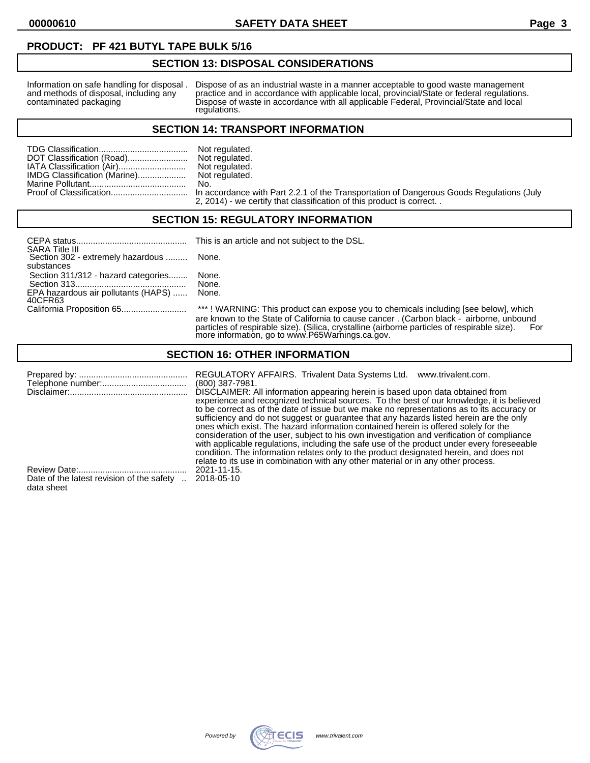**PRODUCT: PF 421 BUTYL TAPE BULK 5/16**

## SECTION 13: DISPOSAL CONSIDERATIONS

| | |
|---|---|
| Information on safe handling for disposal and methods of disposal, including any contaminated packaging | Dispose of as an industrial waste in a manner acceptable to good waste management practice and in accordance with applicable local, provincial/State or federal regulations. Dispose of waste in accordance with all applicable Federal, Provincial/State and local regulations. |

## SECTION 14: TRANSPORT INFORMATION

| | |
|---|---|
| TDG Classification | Not regulated. |
| DOT Classification (Road) | Not regulated. |
| IATA Classification (Air) | Not regulated. |
| IMDG Classification (Marine) | Not regulated. |
| Marine Pollutant | No. |
| Proof of Classification | In accordance with Part 2.2.1 of the Transportation of Dangerous Goods Regulations (July 2, 2014) - we certify that classification of this product is correct. . |

## SECTION 15: REGULATORY INFORMATION

| | |
|---|---|
| CEPA status | This is an article and not subject to the DSL. |
| SARA Title III | |
| Section 302 - extremely hazardous substances | None. |
| Section 311/312 - hazard categories | None. |
| Section 313 | None. |
| EPA hazardous air pollutants (HAPS) 40CFR63 | None. |
| California Proposition 65 | *** ! WARNING: This product can expose you to chemicals including [see below], which are known to the State of California to cause cancer . (Carbon black - airborne, unbound particles of respirable size). (Silica, crystalline (airborne particles of respirable size). For more information, go to www.P65Warnings.ca.gov. |

## SECTION 16: OTHER INFORMATION

| | |
|---|---|
| Prepared by: | REGULATORY AFFAIRS. Trivalent Data Systems Ltd. www.trivalent.com. |
| Telephone number: | (800) 387-7981. |
| Disclaimer: | DISCLAIMER: All information appearing herein is based upon data obtained from experience and recognized technical sources. To the best of our knowledge, it is believed to be correct as of the date of issue but we make no representations as to its accuracy or sufficiency and do not suggest or guarantee that any hazards listed herein are the only ones which exist. The hazard information contained herein is offered solely for the consideration of the user, subject to his own investigation and verification of compliance with applicable regulations, including the safe use of the product under every foreseeable condition. The information relates only to the product designated herein, and does not relate to its use in combination with any other material or in any other process. |
| Review Date: | 2021-11-15. |
| Date of the latest revision of the safety data sheet | 2018-05-10 |